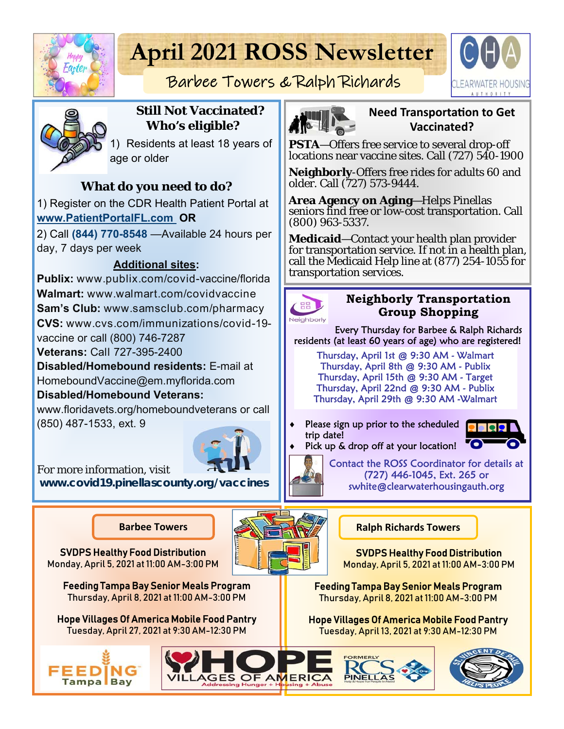# April 2021 ROSS Newsletter

## Barbee Towers & Ralph Richards

## Still Not Vaccinated? Who's eligible?

1) Residents at least 18 years of age or older

### What do you need to do?

1) Register on the CDR Health Patient Portal at **www.PatientPortalFL.com** **OR**

2) Call **(844) 770-8548** —Available 24 hours per day, 7 days per week

**Additional sites:**

**Publix:** www.publix.com/covid-vaccine/florida
**Walmart:** www.walmart.com/covidvaccine
**Sam's Club:** www.samsclub.com/pharmacy
**CVS:** www.cvs.com/immunizations/covid-19-vaccine or call (800) 746-7287
**Veterans:** Call 727-395-2400
**Disabled/Homebound residents:** E-mail at HomeboundVaccine@em.myflorida.com
**Disabled/Homebound Veterans:** www.floridavets.org/homeboundveterans or call (850) 487-1533, ext. 9

For more information, visit **www.covid19.pinellascounty.org/vaccines**

## Need Transportation to Get Vaccinated?

**PSTA**—Offers free service to several drop-off locations near vaccine sites. Call (727) 540-1900

**Neighborly**-Offers free rides for adults 60 and older. Call (727) 573-9444.

**Area Agency on Aging**—Helps Pinellas seniors find free or low-cost transportation. Call (800) 963-5337.

**Medicaid**—Contact your health plan provider for transportation service. If not in a health plan, call the Medicaid Help line at (877) 254-1055 for transportation services.

## Neighborly Transportation Group Shopping

Every Thursday for Barbee & Ralph Richards residents (at least 60 years of age) who are registered!

Thursday, April 1st @ 9:30 AM - Walmart
Thursday, April 8th @ 9:30 AM - Publix
Thursday, April 15th @ 9:30 AM - Target
Thursday, April 22nd @ 9:30 AM - Publix
Thursday, April 29th @ 9:30 AM -Walmart

- Please sign up prior to the scheduled trip date!
- Pick up & drop off at your location!

Contact the ROSS Coordinator for details at (727) 446-1045, Ext. 265 or swhite@clearwaterhousingauth.org

## Barbee Towers

**SVDPS Healthy Food Distribution**
Monday, April 5, 2021 at 11:00 AM-3:00 PM

**Feeding Tampa Bay Senior Meals Program**
Thursday, April 8, 2021 at 11:00 AM-3:00 PM

**Hope Villages Of America Mobile Food Pantry**
Tuesday, April 27, 2021 at 9:30 AM-12:30 PM

## Ralph Richards Towers

**SVDPS Healthy Food Distribution**
Monday, April 5, 2021 at 11:00 AM-3:00 PM

**Feeding Tampa Bay Senior Meals Program**
Thursday, April 8, 2021 at 11:00 AM-3:00 PM

**Hope Villages Of America Mobile Food Pantry**
Tuesday, April 13, 2021 at 9:30 AM-12:30 PM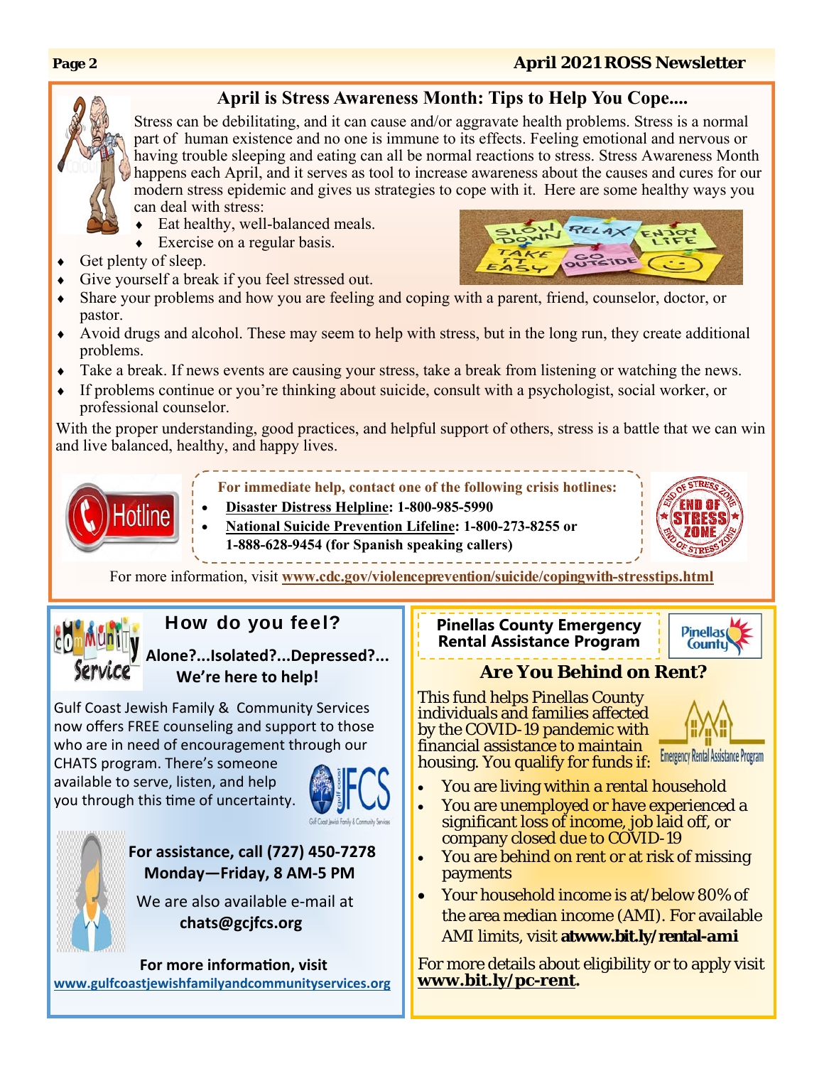## April is Stress Awareness Month: Tips to Help You Cope....

Stress can be debilitating, and it can cause and/or aggravate health problems. Stress is a normal part of human existence and no one is immune to its effects. Feeling emotional and nervous or having trouble sleeping and eating can all be normal reactions to stress. Stress Awareness Month happens each April, and it serves as tool to increase awareness about the causes and cures for our modern stress epidemic and gives us strategies to cope with it. Here are some healthy ways you can deal with stress:

- Eat healthy, well-balanced meals.
- Exercise on a regular basis.
- Get plenty of sleep.
- Give yourself a break if you feel stressed out.
- Share your problems and how you are feeling and coping with a parent, friend, counselor, doctor, or pastor.
- Avoid drugs and alcohol. These may seem to help with stress, but in the long run, they create additional problems.
- Take a break. If news events are causing your stress, take a break from listening or watching the news.
- If problems continue or you're thinking about suicide, consult with a psychologist, social worker, or professional counselor.

With the proper understanding, good practices, and helpful support of others, stress is a battle that we can win and live balanced, healthy, and happy lives.

**For immediate help, contact one of the following crisis hotlines:**

- **Disaster Distress Helpline: 1-800-985-5990**
- **National Suicide Prevention Lifeline: 1-800-273-8255 or 1-888-628-9454 (for Spanish speaking callers)**

For more information, visit **www.cdc.gov/violenceprevention/suicide/copingwith-stresstips.html**

## How do you feel?

**Alone?...Isolated?...Depressed?... We're here to help!**

Gulf Coast Jewish Family & Community Services now offers FREE counseling and support to those who are in need of encouragement through our CHATS program. There's someone available to serve, listen, and help you through this time of uncertainty.

**For assistance, call (727) 450-7278**
**Monday—Friday, 8 AM-5 PM**

We are also available e-mail at **chats@gcjfcs.org**

**For more information, visit**
**www.gulfcoastjewishfamilyandcommunityservices.org**

## Pinellas County Emergency Rental Assistance Program

### Are You Behind on Rent?

This fund helps Pinellas County individuals and families affected by the COVID-19 pandemic with financial assistance to maintain housing. You qualify for funds if:

- You are living within a rental household
- You are unemployed or have experienced a significant loss of income, job laid off, or company closed due to COVID-19
- You are behind on rent or at risk of missing payments
- Your household income is at/below 80% of the area median income (AMI). For available AMI limits, visit **atwww.bit.ly/rental-ami**

For more details about eligibility or to apply visit **www.bit.ly/pc-rent.**